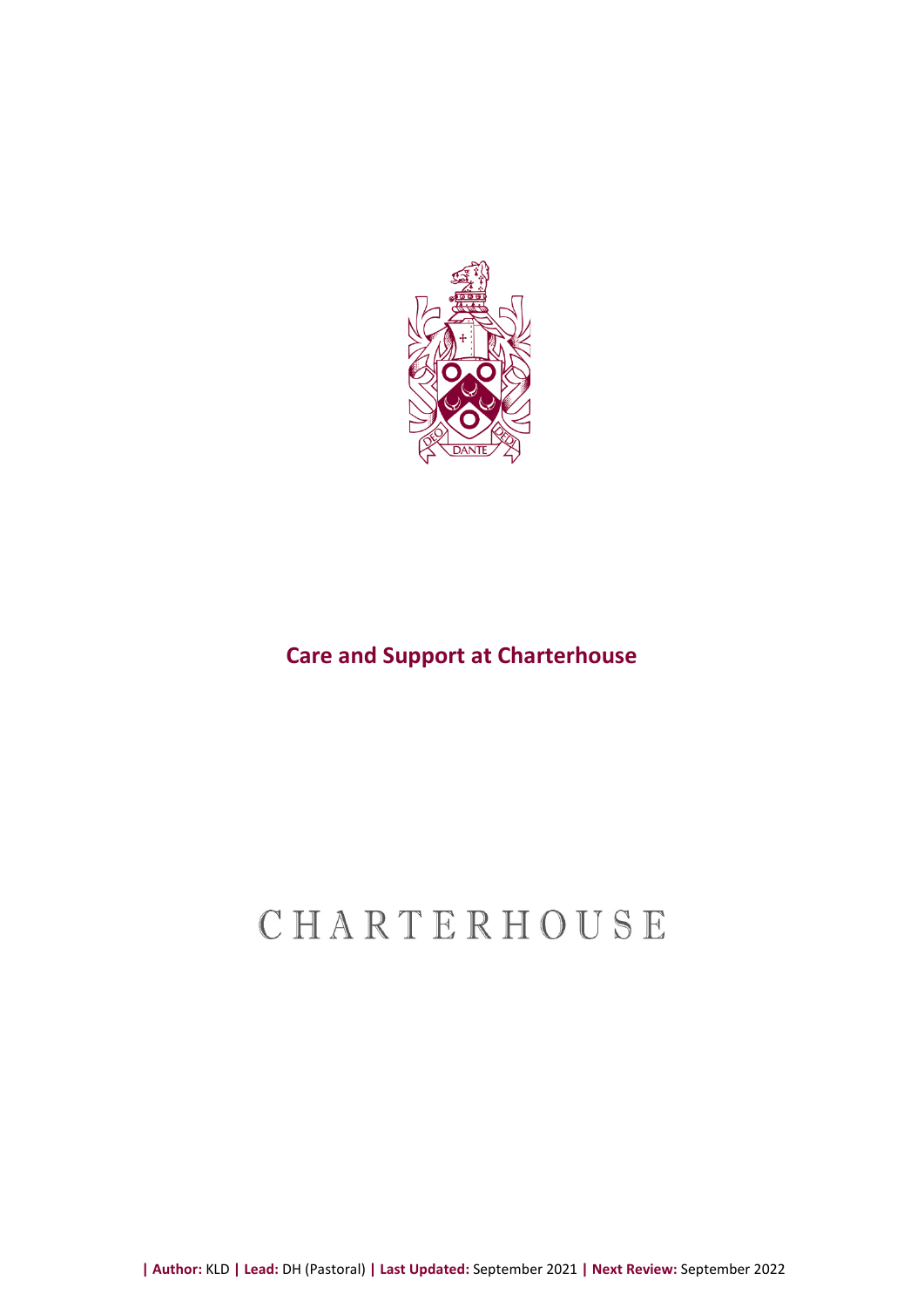# Care and Support at Charterhouse

CHARTERHOUSE

| **Author:** KLD | **Lead:** DH (Pastoral) | **Last Updated:** September 2021 | **Next Review:** September 2022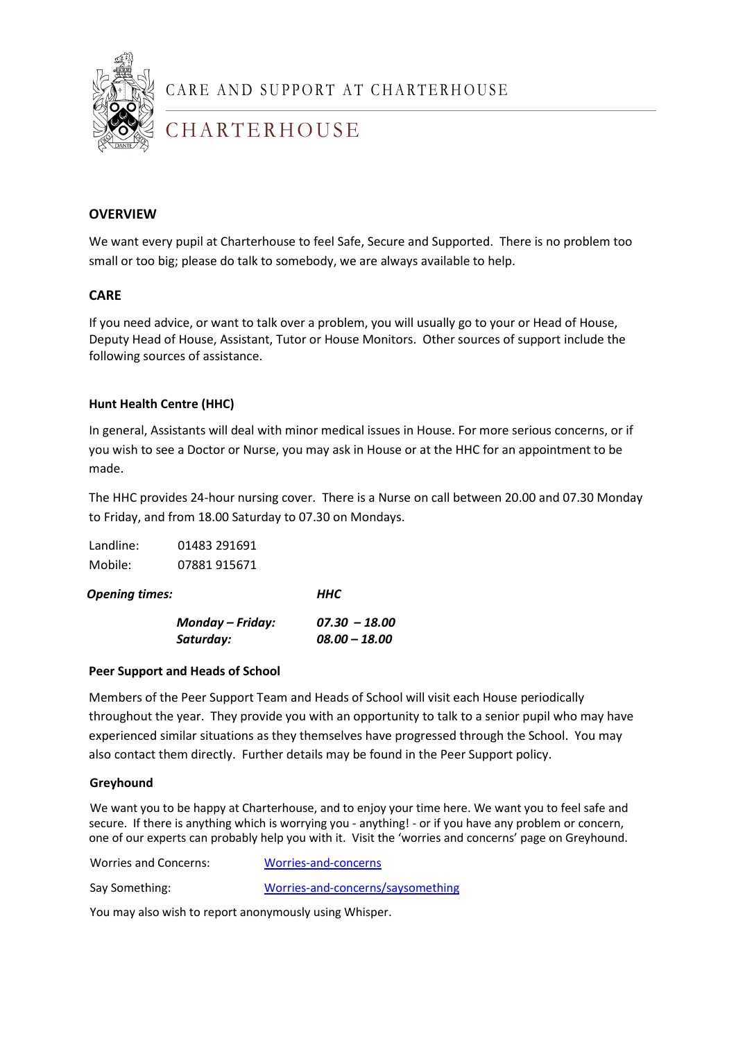CARE AND SUPPORT AT CHARTERHOUSE

CHARTERHOUSE

## OVERVIEW

We want every pupil at Charterhouse to feel Safe, Secure and Supported. There is no problem too small or too big; please do talk to somebody, we are always available to help.

## CARE

If you need advice, or want to talk over a problem, you will usually go to your or Head of House, Deputy Head of House, Assistant, Tutor or House Monitors. Other sources of support include the following sources of assistance.

### Hunt Health Centre (HHC)

In general, Assistants will deal with minor medical issues in House. For more serious concerns, or if you wish to see a Doctor or Nurse, you may ask in House or at the HHC for an appointment to be made.

The HHC provides 24-hour nursing cover. There is a Nurse on call between 20.00 and 07.30 Monday to Friday, and from 18.00 Saturday to 07.30 on Mondays.

Landline: 01483 291691
Mobile: 07881 915671

| ***Opening times:*** | | ***HHC*** |
|---|---|---|
| | ***Monday – Friday:*** | ***07.30 – 18.00*** |
| | ***Saturday:*** | ***08.00 – 18.00*** |

### Peer Support and Heads of School

Members of the Peer Support Team and Heads of School will visit each House periodically throughout the year. They provide you with an opportunity to talk to a senior pupil who may have experienced similar situations as they themselves have progressed through the School. You may also contact them directly. Further details may be found in the Peer Support policy.

### Greyhound

We want you to be happy at Charterhouse, and to enjoy your time here. We want you to feel safe and secure. If there is anything which is worrying you - anything! - or if you have any problem or concern, one of our experts can probably help you with it. Visit the 'worries and concerns' page on Greyhound.

Worries and Concerns: Worries-and-concerns

Say Something: Worries-and-concerns/saysomething

You may also wish to report anonymously using Whisper.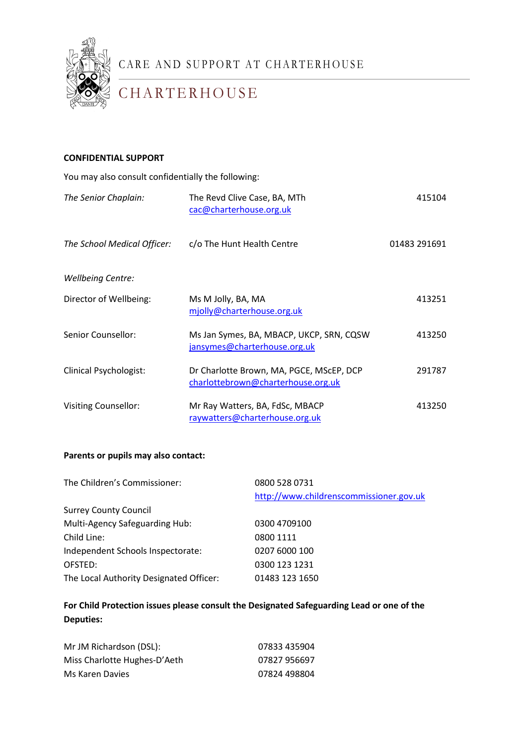**CONFIDENTIAL SUPPORT**

You may also consult confidentially the following:

| | | |
|---|---|---|
| *The Senior Chaplain:* | The Revd Clive Case, BA, MTh<br>cac@charterhouse.org.uk | 415104 |
| *The School Medical Officer:* | c/o The Hunt Health Centre | 01483 291691 |
| *Wellbeing Centre:* | | |
| Director of Wellbeing: | Ms M Jolly, BA, MA<br>mjolly@charterhouse.org.uk | 413251 |
| Senior Counsellor: | Ms Jan Symes, BA, MBACP, UKCP, SRN, CQSW<br>jansymes@charterhouse.org.uk | 413250 |
| Clinical Psychologist: | Dr Charlotte Brown, MA, PGCE, MScEP, DCP<br>charlottebrown@charterhouse.org.uk | 291787 |
| Visiting Counsellor: | Mr Ray Watters, BA, FdSc, MBACP<br>raywatters@charterhouse.org.uk | 413250 |

**Parents or pupils may also contact:**

| | |
|---|---|
| The Children's Commissioner: | 0800 528 0731<br>http://www.childrenscommissioner.gov.uk |
| Surrey County Council<br>Multi-Agency Safeguarding Hub: | 0300 4709100 |
| Child Line: | 0800 1111 |
| Independent Schools Inspectorate: | 0207 6000 100 |
| OFSTED: | 0300 123 1231 |
| The Local Authority Designated Officer: | 01483 123 1650 |

**For Child Protection issues please consult the Designated Safeguarding Lead or one of the Deputies:**

| | |
|---|---|
| Mr JM Richardson (DSL): | 07833 435904 |
| Miss Charlotte Hughes-D'Aeth | 07827 956697 |
| Ms Karen Davies | 07824 498804 |